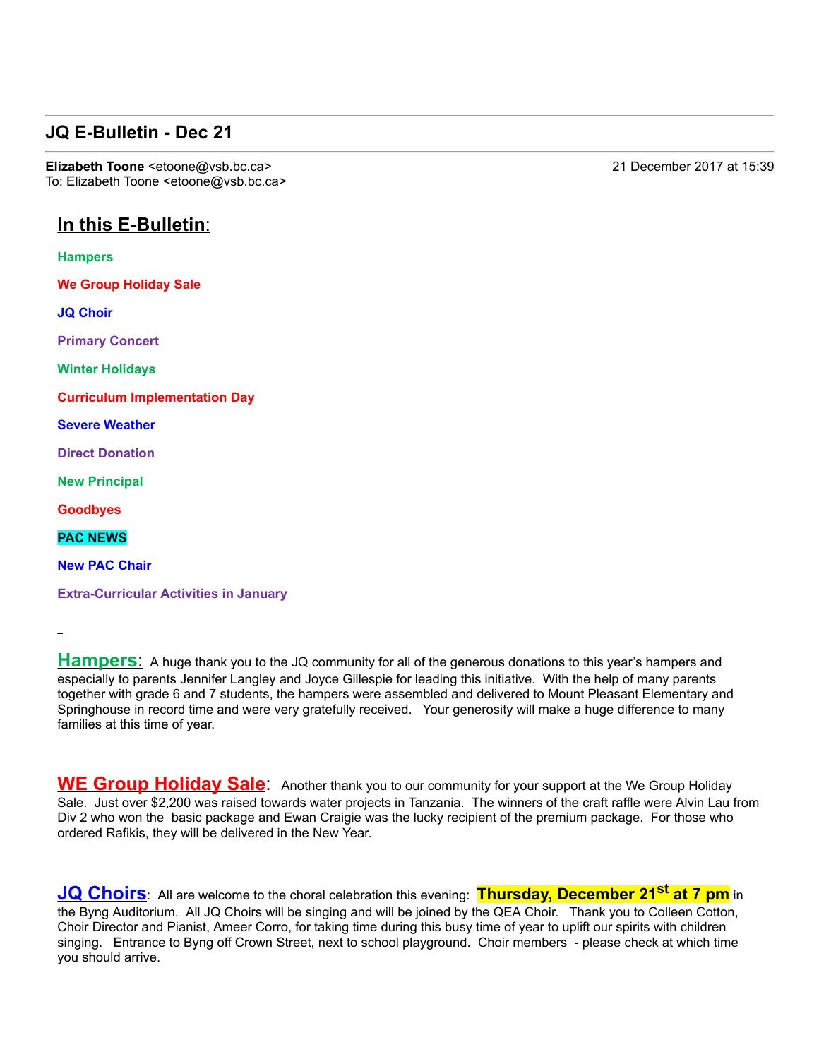## JQ E-Bulletin - Dec 21

**Elizabeth Toone** <etoone@vsb.bc.ca> 21 December 2017 at 15:39
To: Elizabeth Toone <etoone@vsb.bc.ca>

### In this E-Bulletin:

**Hampers**

**We Group Holiday Sale**

**JQ Choir**

**Primary Concert**

**Winter Holidays**

**Curriculum Implementation Day**

**Severe Weather**

**Direct Donation**

**New Principal**

**Goodbyes**

**PAC NEWS**

**New PAC Chair**

**Extra-Curricular Activities in January**

**Hampers:** A huge thank you to the JQ community for all of the generous donations to this year's hampers and especially to parents Jennifer Langley and Joyce Gillespie for leading this initiative. With the help of many parents together with grade 6 and 7 students, the hampers were assembled and delivered to Mount Pleasant Elementary and Springhouse in record time and were very gratefully received. Your generosity will make a huge difference to many families at this time of year.

**WE Group Holiday Sale**: Another thank you to our community for your support at the We Group Holiday Sale. Just over $2,200 was raised towards water projects in Tanzania. The winners of the craft raffle were Alvin Lau from Div 2 who won the basic package and Ewan Craigie was the lucky recipient of the premium package. For those who ordered Rafikis, they will be delivered in the New Year.

**JQ Choirs**: All are welcome to the choral celebration this evening: **Thursday, December 21st at 7 pm** in the Byng Auditorium. All JQ Choirs will be singing and will be joined by the QEA Choir. Thank you to Colleen Cotton, Choir Director and Pianist, Ameer Corro, for taking time during this busy time of year to uplift our spirits with children singing. Entrance to Byng off Crown Street, next to school playground. Choir members - please check at which time you should arrive.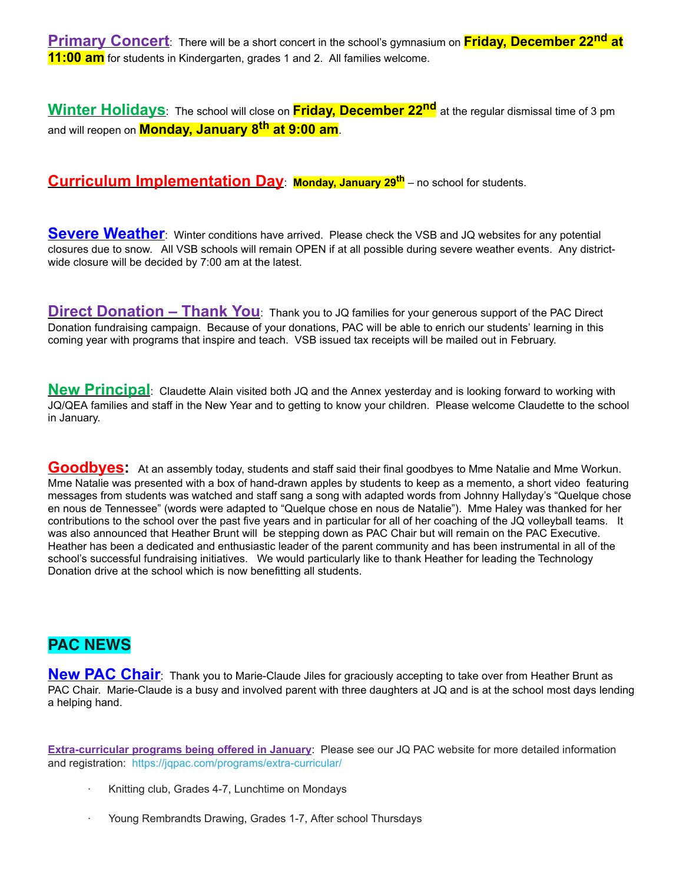**Primary Concert**: There will be a short concert in the school's gymnasium on **Friday, December 22nd at 11:00 am** for students in Kindergarten, grades 1 and 2. All families welcome.

**Winter Holidays**: The school will close on **Friday, December 22nd** at the regular dismissal time of 3 pm and will reopen on **Monday, January 8th at 9:00 am**.

**Curriculum Implementation Day**: **Monday, January 29th** – no school for students.

**Severe Weather**: Winter conditions have arrived. Please check the VSB and JQ websites for any potential closures due to snow. All VSB schools will remain OPEN if at all possible during severe weather events. Any district-wide closure will be decided by 7:00 am at the latest.

**Direct Donation – Thank You**: Thank you to JQ families for your generous support of the PAC Direct Donation fundraising campaign. Because of your donations, PAC will be able to enrich our students' learning in this coming year with programs that inspire and teach. VSB issued tax receipts will be mailed out in February.

**New Principal**: Claudette Alain visited both JQ and the Annex yesterday and is looking forward to working with JQ/QEA families and staff in the New Year and to getting to know your children. Please welcome Claudette to the school in January.

**Goodbyes:** At an assembly today, students and staff said their final goodbyes to Mme Natalie and Mme Workun. Mme Natalie was presented with a box of hand-drawn apples by students to keep as a memento, a short video featuring messages from students was watched and staff sang a song with adapted words from Johnny Hallyday's "Quelque chose en nous de Tennessee" (words were adapted to "Quelque chose en nous de Natalie"). Mme Haley was thanked for her contributions to the school over the past five years and in particular for all of her coaching of the JQ volleyball teams. It was also announced that Heather Brunt will be stepping down as PAC Chair but will remain on the PAC Executive. Heather has been a dedicated and enthusiastic leader of the parent community and has been instrumental in all of the school's successful fundraising initiatives. We would particularly like to thank Heather for leading the Technology Donation drive at the school which is now benefitting all students.

## PAC NEWS

**New PAC Chair**: Thank you to Marie-Claude Jiles for graciously accepting to take over from Heather Brunt as PAC Chair. Marie-Claude is a busy and involved parent with three daughters at JQ and is at the school most days lending a helping hand.

**Extra-curricular programs being offered in January**: Please see our JQ PAC website for more detailed information and registration: https://jqpac.com/programs/extra-curricular/

- Knitting club, Grades 4-7, Lunchtime on Mondays
- Young Rembrandts Drawing, Grades 1-7, After school Thursdays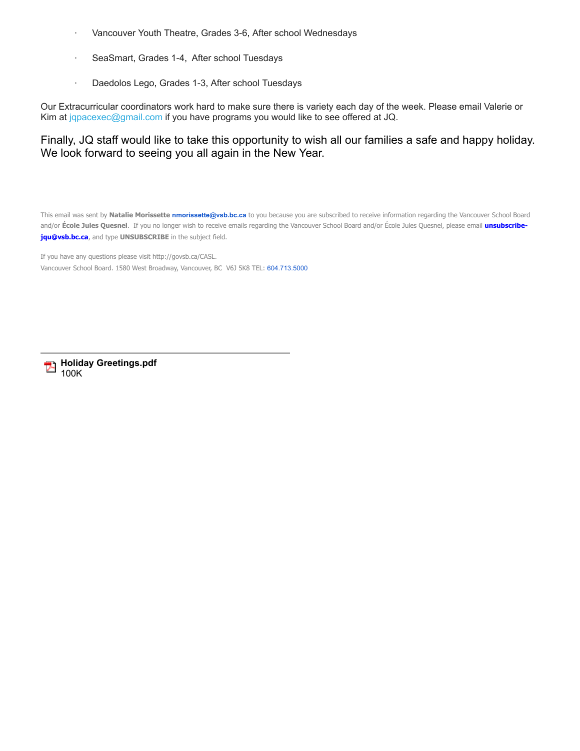- Vancouver Youth Theatre, Grades 3-6, After school Wednesdays
- SeaSmart, Grades 1-4, After school Tuesdays
- Daedolos Lego, Grades 1-3, After school Tuesdays

Our Extracurricular coordinators work hard to make sure there is variety each day of the week. Please email Valerie or Kim at jqpacexec@gmail.com if you have programs you would like to see offered at JQ.

Finally, JQ staff would like to take this opportunity to wish all our families a safe and happy holiday. We look forward to seeing you all again in the New Year.

This email was sent by **Natalie Morissette** **nmorissette@vsb.bc.ca** to you because you are subscribed to receive information regarding the Vancouver School Board and/or **École Jules Quesnel**. If you no longer wish to receive emails regarding the Vancouver School Board and/or École Jules Quesnel, please email **unsubscribe-jqu@vsb.bc.ca**, and type **UNSUBSCRIBE** in the subject field.

If you have any questions please visit http://govsb.ca/CASL.
Vancouver School Board. 1580 West Broadway, Vancouver, BC V6J 5K8 TEL: 604.713.5000

---

**Holiday Greetings.pdf**
100K